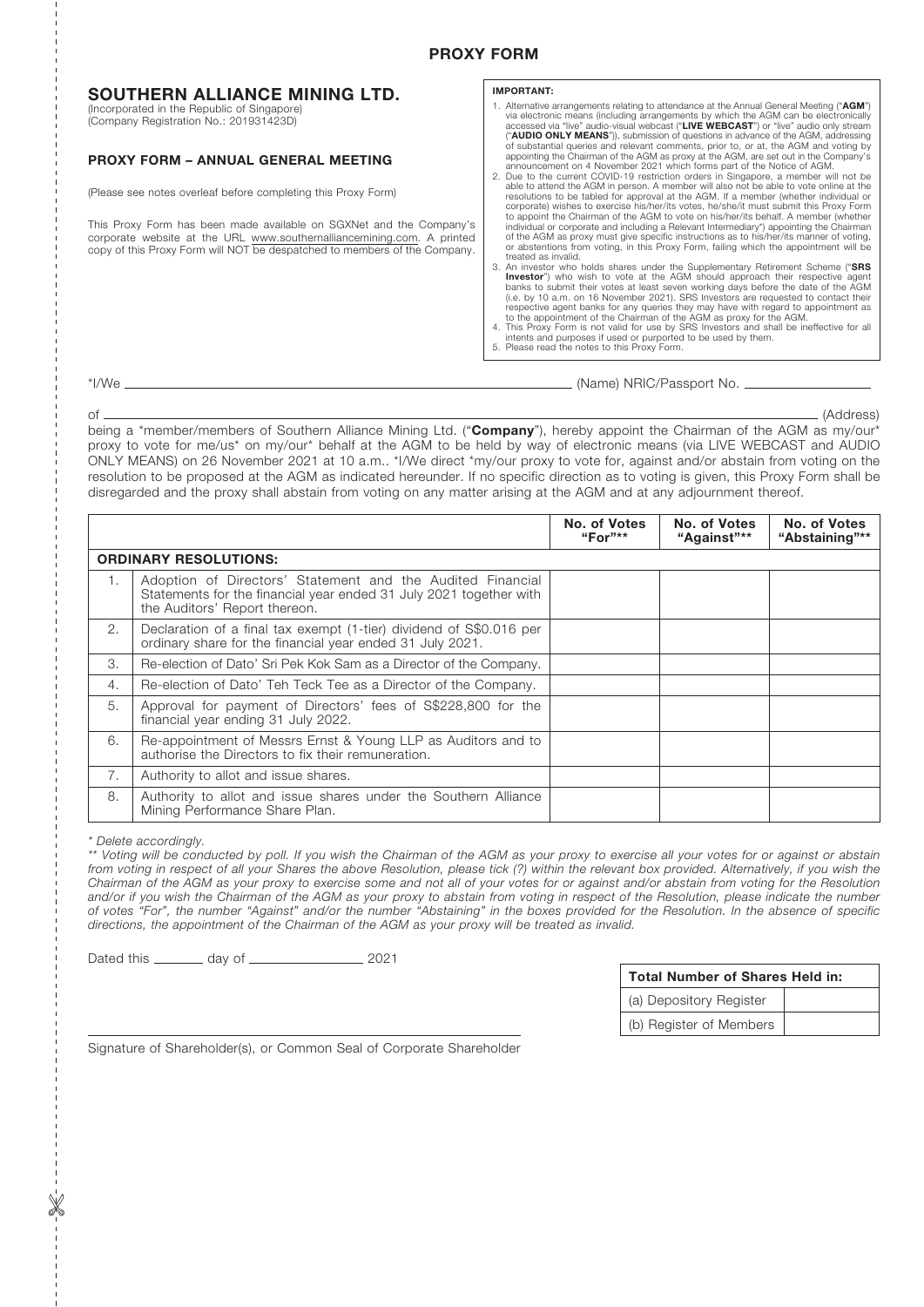## PROXY FORM

# SOUTHERN ALLIANCE MINING LTD.

(Incorporated in the Republic of Singapore)
(Company Registration No.: 201931423D)

### PROXY FORM – ANNUAL GENERAL MEETING

(Please see notes overleaf before completing this Proxy Form)

This Proxy Form has been made available on SGXNet and the Company's corporate website at the URL www.southernalliancemining.com. A printed copy of this Proxy Form will NOT be despatched to members of the Company.

**IMPORTANT:**

1. Alternative arrangements relating to attendance at the Annual General Meeting ("**AGM**") via electronic means (including arrangements by which the AGM can be electronically accessed via "live" audio-visual webcast ("**LIVE WEBCAST**") or "live" audio only stream ("**AUDIO ONLY MEANS**")), submission of questions in advance of the AGM, addressing of substantial queries and relevant comments, prior to, or at, the AGM and voting by appointing the Chairman of the AGM as proxy at the AGM, are set out in the Company's announcement on 4 November 2021 which forms part of the Notice of AGM.
2. Due to the current COVID-19 restriction orders in Singapore, a member will not be able to attend the AGM in person. A member will also not be able to vote online at the resolutions to be tabled for approval at the AGM. If a member (whether individual or corporate) wishes to exercise his/her/its votes, he/she/it must submit this Proxy Form to appoint the Chairman of the AGM to vote on his/her/its behalf. A member (whether individual or corporate and including a Relevant Intermediary*) appointing the Chairman of the AGM as proxy must give specific instructions as to his/her/its manner of voting, or abstentions from voting, in this Proxy Form, failing which the appointment will be treated as invalid.
3. An investor who holds shares under the Supplementary Retirement Scheme ("**SRS Investor**") who wish to vote at the AGM should approach their respective agent banks to submit their votes at least seven working days before the date of the AGM (i.e. by 10 a.m. on 16 November 2021). SRS Investors are requested to contact their respective agent banks for any queries they may have with regard to appointment as to the appointment of the Chairman of the AGM as proxy for the AGM.
4. This Proxy Form is not valid for use by SRS Investors and shall be ineffective for all intents and purposes if used or purported to be used by them.
5. Please read the notes to this Proxy Form.

*I/We ______________________________ (Name) NRIC/Passport No. ______________

of ______________________________________________________________ (Address)

being a *member/members of Southern Alliance Mining Ltd. ("**Company**"), hereby appoint the Chairman of the AGM as my/our* proxy to vote for me/us* on my/our* behalf at the AGM to be held by way of electronic means (via LIVE WEBCAST and AUDIO ONLY MEANS) on 26 November 2021 at 10 a.m.. *I/We direct *my/our proxy to vote for, against and/or abstain from voting on the resolution to be proposed at the AGM as indicated hereunder. If no specific direction as to voting is given, this Proxy Form shall be disregarded and the proxy shall abstain from voting on any matter arising at the AGM and at any adjournment thereof.

| | | No. of Votes "For"** | No. of Votes "Against"** | No. of Votes "Abstaining"** |
|---|---|---|---|---|
| **ORDINARY RESOLUTIONS:** | | | | |
| 1. | Adoption of Directors' Statement and the Audited Financial Statements for the financial year ended 31 July 2021 together with the Auditors' Report thereon. | | | |
| 2. | Declaration of a final tax exempt (1-tier) dividend of S$0.016 per ordinary share for the financial year ended 31 July 2021. | | | |
| 3. | Re-election of Dato' Sri Pek Kok Sam as a Director of the Company. | | | |
| 4. | Re-election of Dato' Teh Teck Tee as a Director of the Company. | | | |
| 5. | Approval for payment of Directors' fees of S$228,800 for the financial year ending 31 July 2022. | | | |
| 6. | Re-appointment of Messrs Ernst & Young LLP as Auditors and to authorise the Directors to fix their remuneration. | | | |
| 7. | Authority to allot and issue shares. | | | |
| 8. | Authority to allot and issue shares under the Southern Alliance Mining Performance Share Plan. | | | |

*\* Delete accordingly.*

*\*\* Voting will be conducted by poll. If you wish the Chairman of the AGM as your proxy to exercise all your votes for or against or abstain from voting in respect of all your Shares the above Resolution, please tick (?) within the relevant box provided. Alternatively, if you wish the Chairman of the AGM as your proxy to exercise some and not all of your votes for or against and/or abstain from voting for the Resolution and/or if you wish the Chairman of the AGM as your proxy to abstain from voting in respect of the Resolution, please indicate the number of votes "For", the number "Against" and/or the number "Abstaining" in the boxes provided for the Resolution. In the absence of specific directions, the appointment of the Chairman of the AGM as your proxy will be treated as invalid.*

Dated this ________ day of ________________ 2021

| Total Number of Shares Held in: | |
|---|---|
| (a) Depository Register | |
| (b) Register of Members | |

______________________________________________

Signature of Shareholder(s), or Common Seal of Corporate Shareholder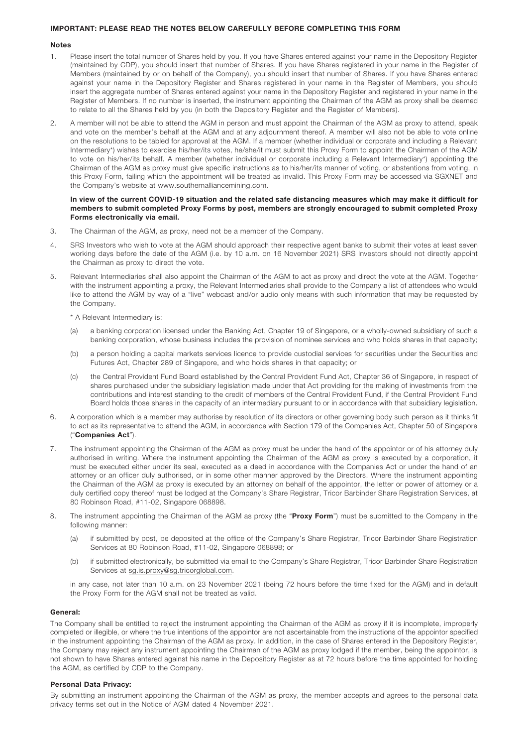**IMPORTANT: PLEASE READ THE NOTES BELOW CAREFULLY BEFORE COMPLETING THIS FORM**

**Notes**

1. Please insert the total number of Shares held by you. If you have Shares entered against your name in the Depository Register (maintained by CDP), you should insert that number of Shares. If you have Shares registered in your name in the Register of Members (maintained by or on behalf of the Company), you should insert that number of Shares. If you have Shares entered against your name in the Depository Register and Shares registered in your name in the Register of Members, you should insert the aggregate number of Shares entered against your name in the Depository Register and registered in your name in the Register of Members. If no number is inserted, the instrument appointing the Chairman of the AGM as proxy shall be deemed to relate to all the Shares held by you (in both the Depository Register and the Register of Members).

2. A member will not be able to attend the AGM in person and must appoint the Chairman of the AGM as proxy to attend, speak and vote on the member's behalf at the AGM and at any adjournment thereof. A member will also not be able to vote online on the resolutions to be tabled for approval at the AGM. If a member (whether individual or corporate and including a Relevant Intermediary*) wishes to exercise his/her/its votes, he/she/it must submit this Proxy Form to appoint the Chairman of the AGM to vote on his/her/its behalf. A member (whether individual or corporate including a Relevant Intermediary*) appointing the Chairman of the AGM as proxy must give specific instructions as to his/her/its manner of voting, or abstentions from voting, in this Proxy Form, failing which the appointment will be treated as invalid. This Proxy Form may be accessed via SGXNET and the Company's website at www.southernalliancemining.com.

   **In view of the current COVID-19 situation and the related safe distancing measures which may make it difficult for members to submit completed Proxy Forms by post, members are strongly encouraged to submit completed Proxy Forms electronically via email.**

3. The Chairman of the AGM, as proxy, need not be a member of the Company.

4. SRS Investors who wish to vote at the AGM should approach their respective agent banks to submit their votes at least seven working days before the date of the AGM (i.e. by 10 a.m. on 16 November 2021) SRS Investors should not directly appoint the Chairman as proxy to direct the vote.

5. Relevant Intermediaries shall also appoint the Chairman of the AGM to act as proxy and direct the vote at the AGM. Together with the instrument appointing a proxy, the Relevant Intermediaries shall provide to the Company a list of attendees who would like to attend the AGM by way of a "live" webcast and/or audio only means with such information that may be requested by the Company.

   * A Relevant Intermediary is:

   (a) a banking corporation licensed under the Banking Act, Chapter 19 of Singapore, or a wholly-owned subsidiary of such a banking corporation, whose business includes the provision of nominee services and who holds shares in that capacity;

   (b) a person holding a capital markets services licence to provide custodial services for securities under the Securities and Futures Act, Chapter 289 of Singapore, and who holds shares in that capacity; or

   (c) the Central Provident Fund Board established by the Central Provident Fund Act, Chapter 36 of Singapore, in respect of shares purchased under the subsidiary legislation made under that Act providing for the making of investments from the contributions and interest standing to the credit of members of the Central Provident Fund, if the Central Provident Fund Board holds those shares in the capacity of an intermediary pursuant to or in accordance with that subsidiary legislation.

6. A corporation which is a member may authorise by resolution of its directors or other governing body such person as it thinks fit to act as its representative to attend the AGM, in accordance with Section 179 of the Companies Act, Chapter 50 of Singapore ("**Companies Act**").

7. The instrument appointing the Chairman of the AGM as proxy must be under the hand of the appointor or of his attorney duly authorised in writing. Where the instrument appointing the Chairman of the AGM as proxy is executed by a corporation, it must be executed either under its seal, executed as a deed in accordance with the Companies Act or under the hand of an attorney or an officer duly authorised, or in some other manner approved by the Directors. Where the instrument appointing the Chairman of the AGM as proxy is executed by an attorney on behalf of the appointor, the letter or power of attorney or a duly certified copy thereof must be lodged at the Company's Share Registrar, Tricor Barbinder Share Registration Services, at 80 Robinson Road, #11-02, Singapore 068898.

8. The instrument appointing the Chairman of the AGM as proxy (the "**Proxy Form**") must be submitted to the Company in the following manner:

   (a) if submitted by post, be deposited at the office of the Company's Share Registrar, Tricor Barbinder Share Registration Services at 80 Robinson Road, #11-02, Singapore 068898; or

   (b) if submitted electronically, be submitted via email to the Company's Share Registrar, Tricor Barbinder Share Registration Services at sg.is.proxy@sg.tricorglobal.com.

   in any case, not later than 10 a.m. on 23 November 2021 (being 72 hours before the time fixed for the AGM) and in default the Proxy Form for the AGM shall not be treated as valid.

**General:**

The Company shall be entitled to reject the instrument appointing the Chairman of the AGM as proxy if it is incomplete, improperly completed or illegible, or where the true intentions of the appointor are not ascertainable from the instructions of the appointor specified in the instrument appointing the Chairman of the AGM as proxy. In addition, in the case of Shares entered in the Depository Register, the Company may reject any instrument appointing the Chairman of the AGM as proxy lodged if the member, being the appointor, is not shown to have Shares entered against his name in the Depository Register as at 72 hours before the time appointed for holding the AGM, as certified by CDP to the Company.

**Personal Data Privacy:**

By submitting an instrument appointing the Chairman of the AGM as proxy, the member accepts and agrees to the personal data privacy terms set out in the Notice of AGM dated 4 November 2021.